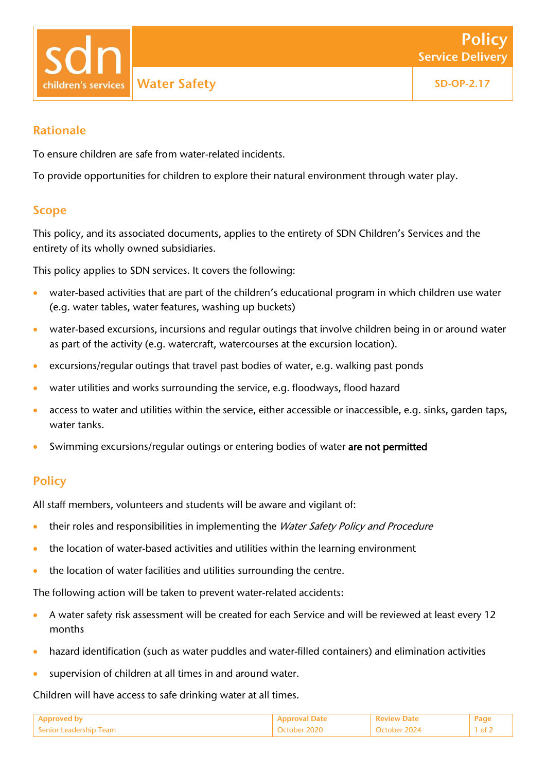# Policy
## Service Delivery

**sdn children's services**

# Water Safety

SD-OP-2.17

## Rationale

To ensure children are safe from water-related incidents.

To provide opportunities for children to explore their natural environment through water play.

## Scope

This policy, and its associated documents, applies to the entirety of SDN Children's Services and the entirety of its wholly owned subsidiaries.

This policy applies to SDN services. It covers the following:

- water-based activities that are part of the children's educational program in which children use water (e.g. water tables, water features, washing up buckets)
- water-based excursions, incursions and regular outings that involve children being in or around water as part of the activity (e.g. watercraft, watercourses at the excursion location).
- excursions/regular outings that travel past bodies of water, e.g. walking past ponds
- water utilities and works surrounding the service, e.g. floodways, flood hazard
- access to water and utilities within the service, either accessible or inaccessible, e.g. sinks, garden taps, water tanks.
- Swimming excursions/regular outings or entering bodies of water are not permitted

## Policy

All staff members, volunteers and students will be aware and vigilant of:

- their roles and responsibilities in implementing the *Water Safety Policy and Procedure*
- the location of water-based activities and utilities within the learning environment
- the location of water facilities and utilities surrounding the centre.

The following action will be taken to prevent water-related accidents:

- A water safety risk assessment will be created for each Service and will be reviewed at least every 12 months
- hazard identification (such as water puddles and water-filled containers) and elimination activities
- supervision of children at all times in and around water.

Children will have access to safe drinking water at all times.

| Approved by | Approval Date | Review Date |
| --- | --- | --- |
| Senior Leadership Team | October 2020 | October 2024 |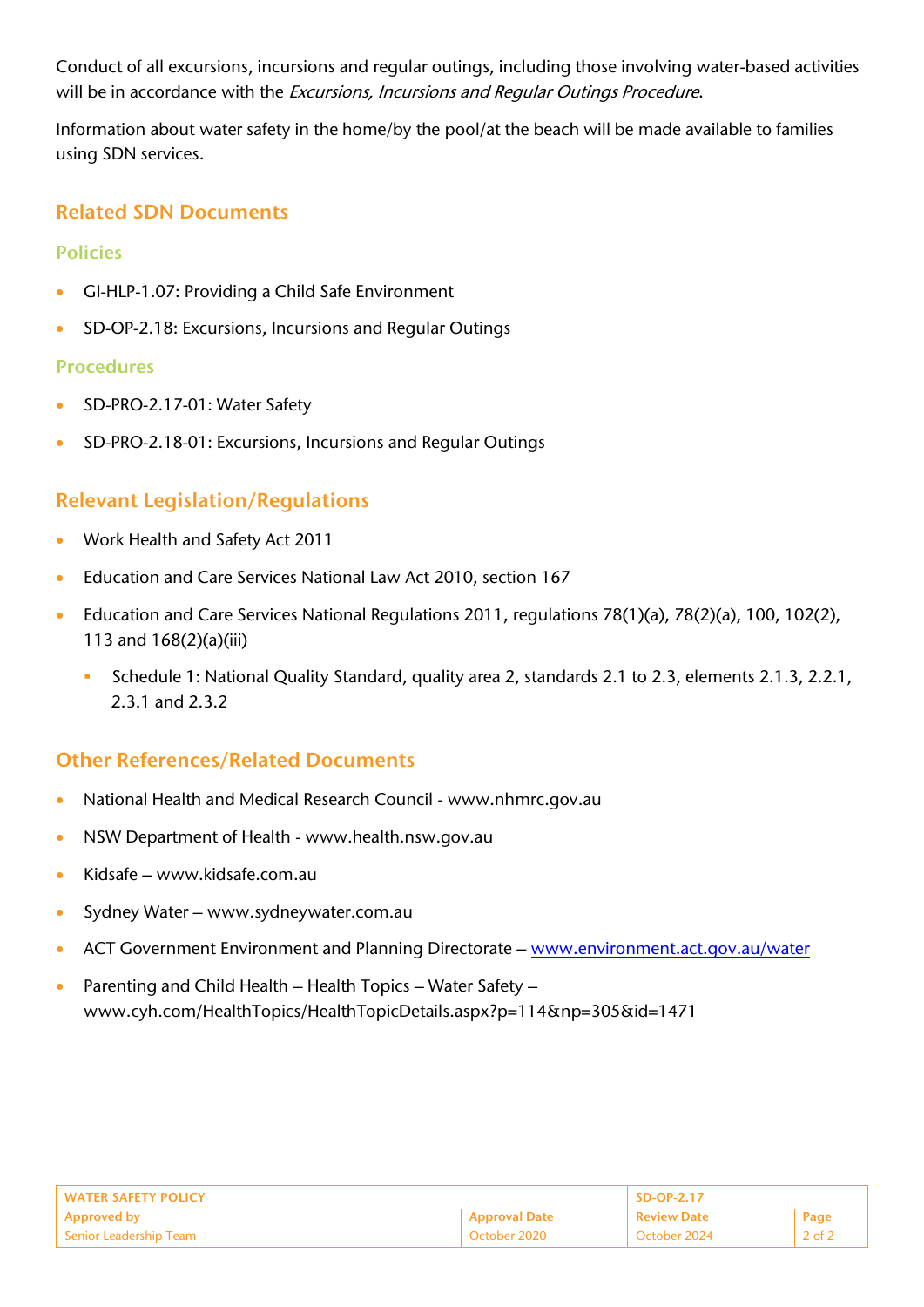Conduct of all excursions, incursions and regular outings, including those involving water-based activities will be in accordance with the *Excursions, Incursions and Regular Outings Procedure*.

Information about water safety in the home/by the pool/at the beach will be made available to families using SDN services.

## Related SDN Documents

### Policies

- GI-HLP-1.07: Providing a Child Safe Environment
- SD-OP-2.18: Excursions, Incursions and Regular Outings

### Procedures

- SD-PRO-2.17-01: Water Safety
- SD-PRO-2.18-01: Excursions, Incursions and Regular Outings

## Relevant Legislation/Regulations

- Work Health and Safety Act 2011
- Education and Care Services National Law Act 2010, section 167
- Education and Care Services National Regulations 2011, regulations 78(1)(a), 78(2)(a), 100, 102(2), 113 and 168(2)(a)(iii)
  - Schedule 1: National Quality Standard, quality area 2, standards 2.1 to 2.3, elements 2.1.3, 2.2.1, 2.3.1 and 2.3.2

## Other References/Related Documents

- National Health and Medical Research Council - www.nhmrc.gov.au
- NSW Department of Health - www.health.nsw.gov.au
- Kidsafe – www.kidsafe.com.au
- Sydney Water – www.sydneywater.com.au
- ACT Government Environment and Planning Directorate – www.environment.act.gov.au/water
- Parenting and Child Health – Health Topics – Water Safety – www.cyh.com/HealthTopics/HealthTopicDetails.aspx?p=114&np=305&id=1471

| WATER SAFETY POLICY | | SD-OP-2.17 | |
|---|---|---|---|
| Approved by | Approval Date | Review Date | Page |
| Senior Leadership Team | October 2020 | October 2024 | 2 of 2 |